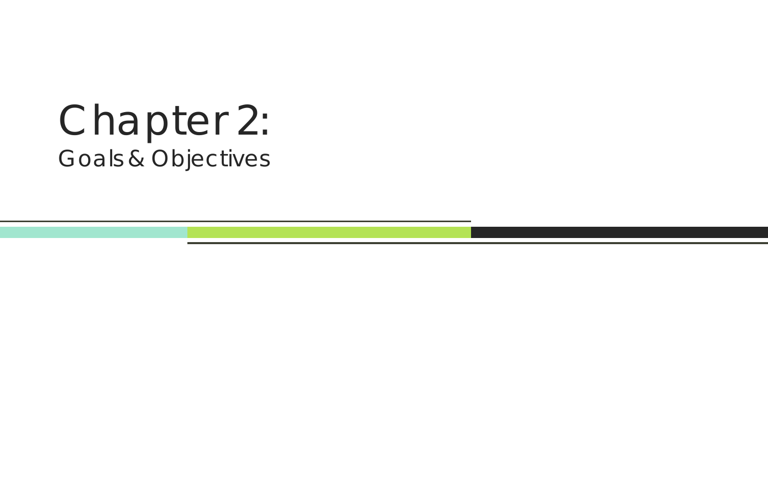# Chapter 2:

## Goals & Objectives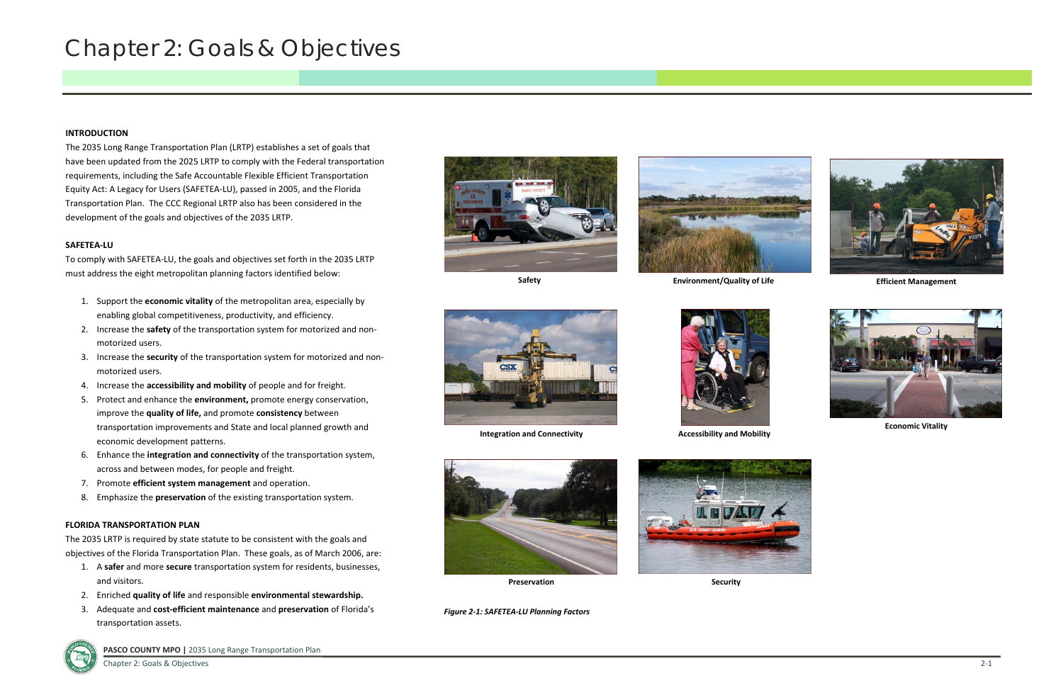# Chapter 2: Goals & Objectives

**INTRODUCTION**

The 2035 Long Range Transportation Plan (LRTP) establishes a set of goals that have been updated from the 2025 LRTP to comply with the Federal transportation requirements, including the Safe Accountable Flexible Efficient Transportation Equity Act: A Legacy for Users (SAFETEA-LU), passed in 2005, and the Florida Transportation Plan. The CCC Regional LRTP also has been considered in the development of the goals and objectives of the 2035 LRTP.

**SAFETEA-LU**

To comply with SAFETEA-LU, the goals and objectives set forth in the 2035 LRTP must address the eight metropolitan planning factors identified below:

1. Support the **economic vitality** of the metropolitan area, especially by enabling global competitiveness, productivity, and efficiency.
2. Increase the **safety** of the transportation system for motorized and non-motorized users.
3. Increase the **security** of the transportation system for motorized and non-motorized users.
4. Increase the **accessibility and mobility** of people and for freight.
5. Protect and enhance the **environment,** promote energy conservation, improve the **quality of life,** and promote **consistency** between transportation improvements and State and local planned growth and economic development patterns.
6. Enhance the **integration and connectivity** of the transportation system, across and between modes, for people and freight.
7. Promote **efficient system management** and operation.
8. Emphasize the **preservation** of the existing transportation system.

**FLORIDA TRANSPORTATION PLAN**

The 2035 LRTP is required by state statute to be consistent with the goals and objectives of the Florida Transportation Plan. These goals, as of March 2006, are:

1. A **safer** and more **secure** transportation system for residents, businesses, and visitors.
2. Enriched **quality of life** and responsible **environmental stewardship.**
3. Adequate and **cost-efficient maintenance** and **preservation** of Florida's transportation assets.

**Safety**

**Environment/Quality of Life**

**Efficient Management**

**Integration and Connectivity**

**Accessibility and Mobility**

**Economic Vitality**

**Preservation**

**Security**

*Figure 2-1: SAFETEA-LU Planning Factors*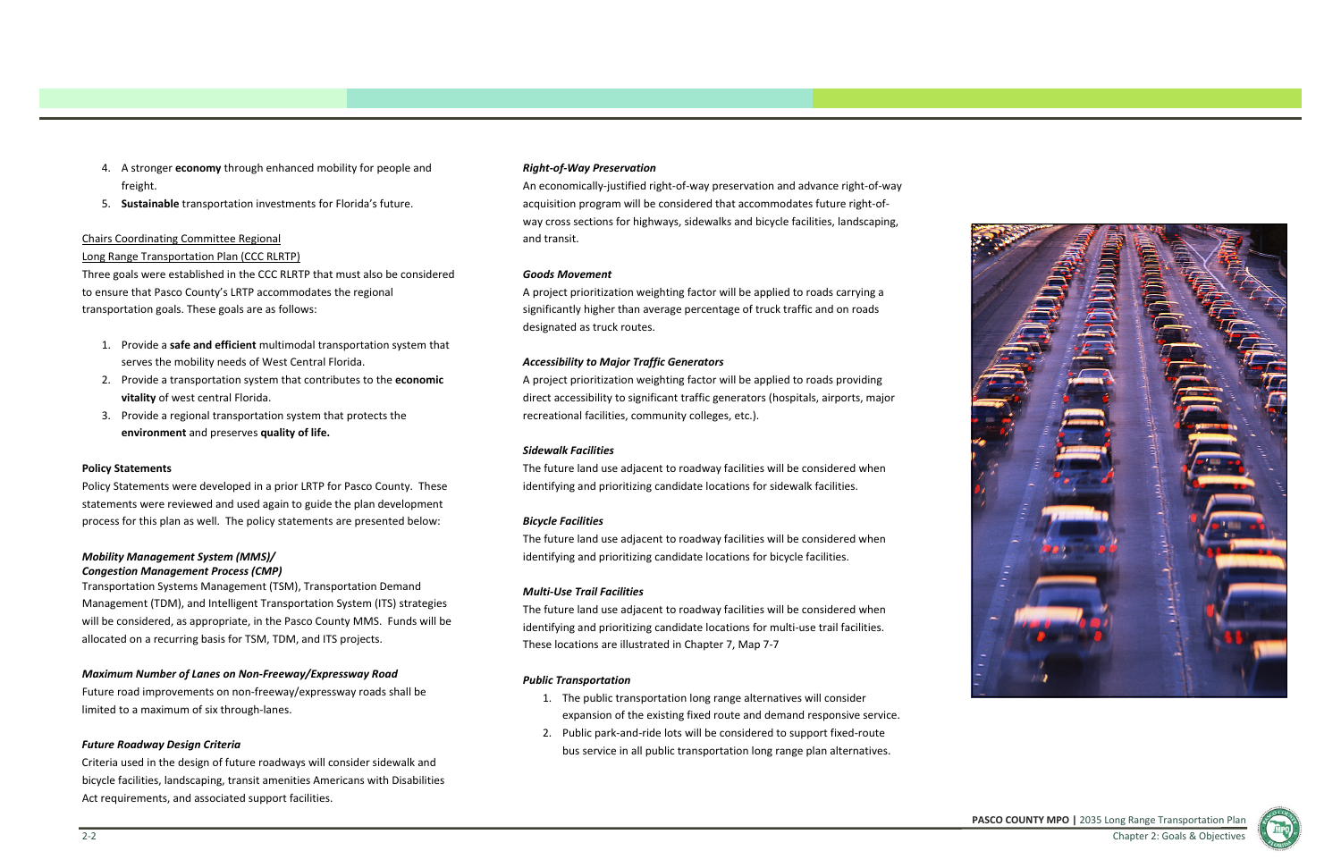4. A stronger **economy** through enhanced mobility for people and freight.
5. **Sustainable** transportation investments for Florida's future.

Chairs Coordinating Committee Regional Long Range Transportation Plan (CCC RLRTP)

Three goals were established in the CCC RLRTP that must also be considered to ensure that Pasco County's LRTP accommodates the regional transportation goals. These goals are as follows:

1. Provide a **safe and efficient** multimodal transportation system that serves the mobility needs of West Central Florida.
2. Provide a transportation system that contributes to the **economic vitality** of west central Florida.
3. Provide a regional transportation system that protects the **environment** and preserves **quality of life.**

**Policy Statements**

Policy Statements were developed in a prior LRTP for Pasco County. These statements were reviewed and used again to guide the plan development process for this plan as well. The policy statements are presented below:

***Mobility Management System (MMS)/ Congestion Management Process (CMP)***

Transportation Systems Management (TSM), Transportation Demand Management (TDM), and Intelligent Transportation System (ITS) strategies will be considered, as appropriate, in the Pasco County MMS. Funds will be allocated on a recurring basis for TSM, TDM, and ITS projects.

***Maximum Number of Lanes on Non-Freeway/Expressway Road***

Future road improvements on non-freeway/expressway roads shall be limited to a maximum of six through-lanes.

***Future Roadway Design Criteria***

Criteria used in the design of future roadways will consider sidewalk and bicycle facilities, landscaping, transit amenities Americans with Disabilities Act requirements, and associated support facilities.

***Right-of-Way Preservation***

An economically-justified right-of-way preservation and advance right-of-way acquisition program will be considered that accommodates future right-of-way cross sections for highways, sidewalks and bicycle facilities, landscaping, and transit.

***Goods Movement***

A project prioritization weighting factor will be applied to roads carrying a significantly higher than average percentage of truck traffic and on roads designated as truck routes.

***Accessibility to Major Traffic Generators***

A project prioritization weighting factor will be applied to roads providing direct accessibility to significant traffic generators (hospitals, airports, major recreational facilities, community colleges, etc.).

***Sidewalk Facilities***

The future land use adjacent to roadway facilities will be considered when identifying and prioritizing candidate locations for sidewalk facilities.

***Bicycle Facilities***

The future land use adjacent to roadway facilities will be considered when identifying and prioritizing candidate locations for bicycle facilities.

***Multi-Use Trail Facilities***

The future land use adjacent to roadway facilities will be considered when identifying and prioritizing candidate locations for multi-use trail facilities. These locations are illustrated in Chapter 7, Map 7-7

***Public Transportation***

1. The public transportation long range alternatives will consider expansion of the existing fixed route and demand responsive service.
2. Public park-and-ride lots will be considered to support fixed-route bus service in all public transportation long range plan alternatives.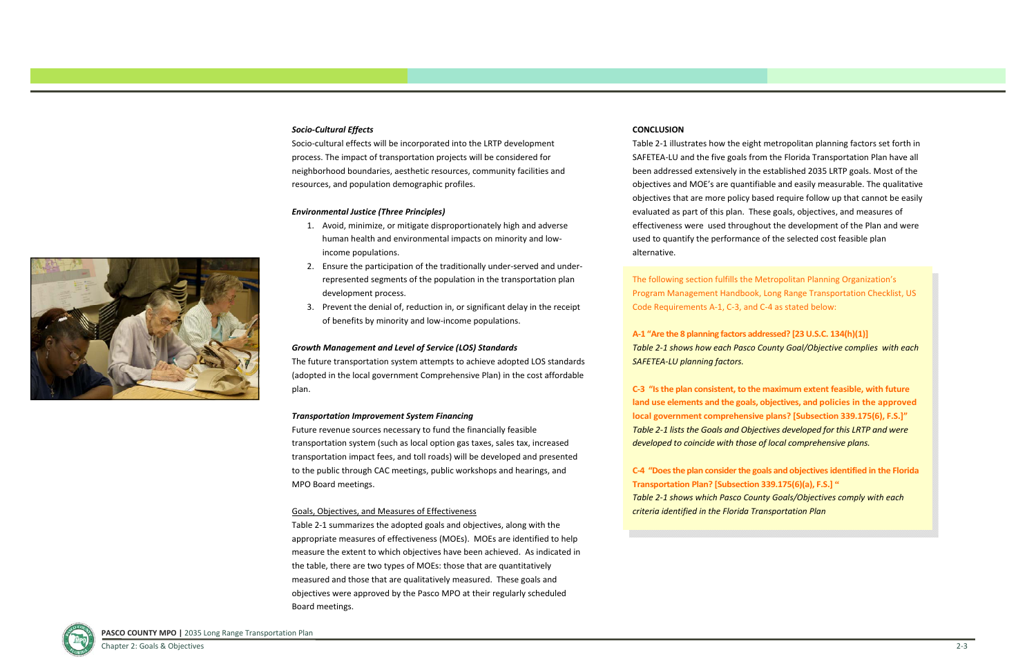***Socio-Cultural Effects***

Socio-cultural effects will be incorporated into the LRTP development process. The impact of transportation projects will be considered for neighborhood boundaries, aesthetic resources, community facilities and resources, and population demographic profiles.

***Environmental Justice (Three Principles)***

1. Avoid, minimize, or mitigate disproportionately high and adverse human health and environmental impacts on minority and low-income populations.
2. Ensure the participation of the traditionally under-served and under-represented segments of the population in the transportation plan development process.
3. Prevent the denial of, reduction in, or significant delay in the receipt of benefits by minority and low-income populations.

***Growth Management and Level of Service (LOS) Standards***

The future transportation system attempts to achieve adopted LOS standards (adopted in the local government Comprehensive Plan) in the cost affordable plan.

***Transportation Improvement System Financing***

Future revenue sources necessary to fund the financially feasible transportation system (such as local option gas taxes, sales tax, increased transportation impact fees, and toll roads) will be developed and presented to the public through CAC meetings, public workshops and hearings, and MPO Board meetings.

Goals, Objectives, and Measures of Effectiveness

Table 2-1 summarizes the adopted goals and objectives, along with the appropriate measures of effectiveness (MOEs). MOEs are identified to help measure the extent to which objectives have been achieved. As indicated in the table, there are two types of MOEs: those that are quantitatively measured and those that are qualitatively measured. These goals and objectives were approved by the Pasco MPO at their regularly scheduled Board meetings.

**CONCLUSION**

Table 2-1 illustrates how the eight metropolitan planning factors set forth in SAFETEA-LU and the five goals from the Florida Transportation Plan have all been addressed extensively in the established 2035 LRTP goals. Most of the objectives and MOE's are quantifiable and easily measurable. The qualitative objectives that are more policy based require follow up that cannot be easily evaluated as part of this plan. These goals, objectives, and measures of effectiveness were used throughout the development of the Plan and were used to quantify the performance of the selected cost feasible plan alternative.

The following section fulfills the Metropolitan Planning Organization's Program Management Handbook, Long Range Transportation Checklist, US Code Requirements A-1, C-3, and C-4 as stated below:

**A-1 "Are the 8 planning factors addressed? [23 U.S.C. 134(h)(1)]**

*Table 2-1 shows how each Pasco County Goal/Objective complies with each SAFETEA-LU planning factors.*

**C-3 "Is the plan consistent, to the maximum extent feasible, with future land use elements and the goals, objectives, and policies in the approved local government comprehensive plans? [Subsection 339.175(6), F.S.]"**

*Table 2-1 lists the Goals and Objectives developed for this LRTP and were developed to coincide with those of local comprehensive plans.*

**C-4 "Does the plan consider the goals and objectives identified in the Florida Transportation Plan? [Subsection 339.175(6)(a), F.S.] "**

*Table 2-1 shows which Pasco County Goals/Objectives comply with each criteria identified in the Florida Transportation Plan*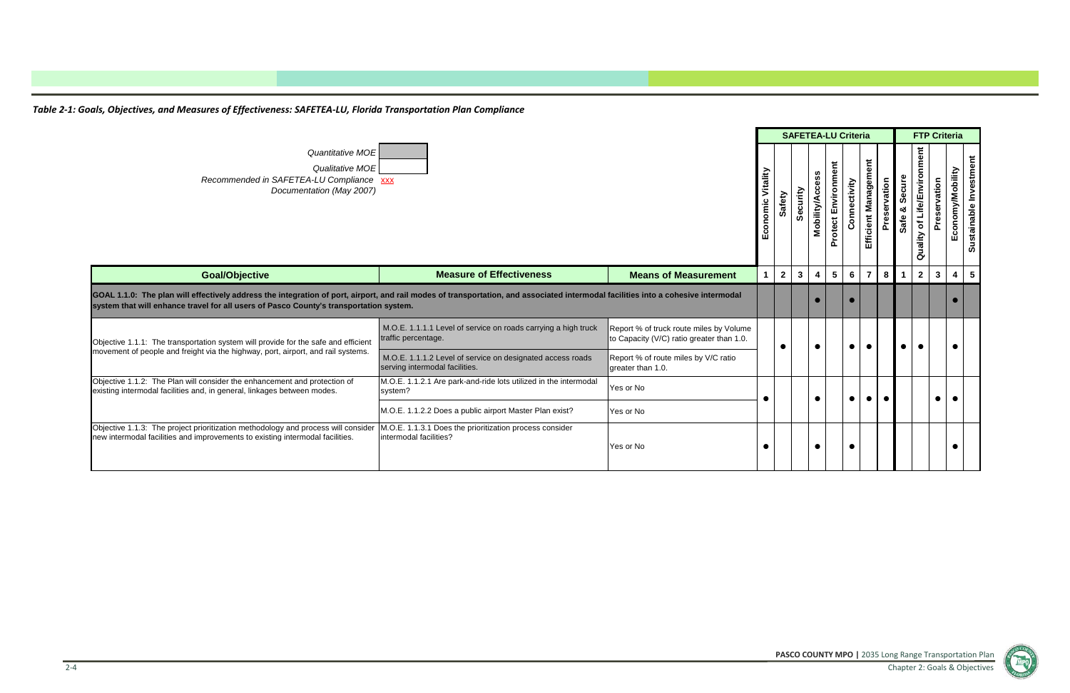*Table 2-1: Goals, Objectives, and Measures of Effectiveness: SAFETEA-LU, Florida Transportation Plan Compliance*

*Quantitative MOE*

*Qualitative MOE*

*Recommended in SAFETEA-LU Compliance Documentation (May 2007)* xxx

| | | | SAFETEA-LU Criteria | | | | | | | | FTP Criteria | | | | |
|---|---|---|---|---|---|---|---|---|---|---|---|---|---|---|---|
| | | | Economic Vitality | Safety | Security | Mobility/Access | Protect Environment | Connectivity | Efficient Management | Preservation | Safe & Secure | Quality of Life/Environment | Preservation | Economy/Mobility | Sustainable Investment |
| **Goal/Objective** | **Measure of Effectiveness** | **Means of Measurement** | 1 | 2 | 3 | 4 | 5 | 6 | 7 | 8 | 1 | 2 | 3 | 4 | 5 |
| **GOAL 1.1.0: The plan will effectively address the integration of port, airport, and rail modes of transportation, and associated intermodal facilities into a cohesive intermodal system that will enhance travel for all users of Pasco County's transportation system.** | | | | | | ● | | ● | | | | | | ● | |
| Objective 1.1.1: The transportation system will provide for the safe and efficient movement of people and freight via the highway, port, airport, and rail systems. | M.O.E. 1.1.1.1 Level of service on roads carrying a high truck traffic percentage. | Report % of truck route miles by Volume to Capacity (V/C) ratio greater than 1.0. | | ● | | ● | | ● | ● | | ● | ● | | ● | |
| | M.O.E. 1.1.1.2 Level of service on designated access roads serving intermodal facilities. | Report % of route miles by V/C ratio greater than 1.0. | | | | | | | | | | | | | |
| Objective 1.1.2: The Plan will consider the enhancement and protection of existing intermodal facilities and, in general, linkages between modes. | M.O.E. 1.1.2.1 Are park-and-ride lots utilized in the intermodal system? | Yes or No | ● | | | ● | | ● | ● | ● | | | ● | ● | |
| | M.O.E. 1.1.2.2 Does a public airport Master Plan exist? | Yes or No | | | | | | | | | | | | | |
| Objective 1.1.3: The project prioritization methodology and process will consider new intermodal facilities and improvements to existing intermodal facilities. | M.O.E. 1.1.3.1 Does the prioritization process consider intermodal facilities? | Yes or No | ● | | | ● | | ● | | | | | | ● | |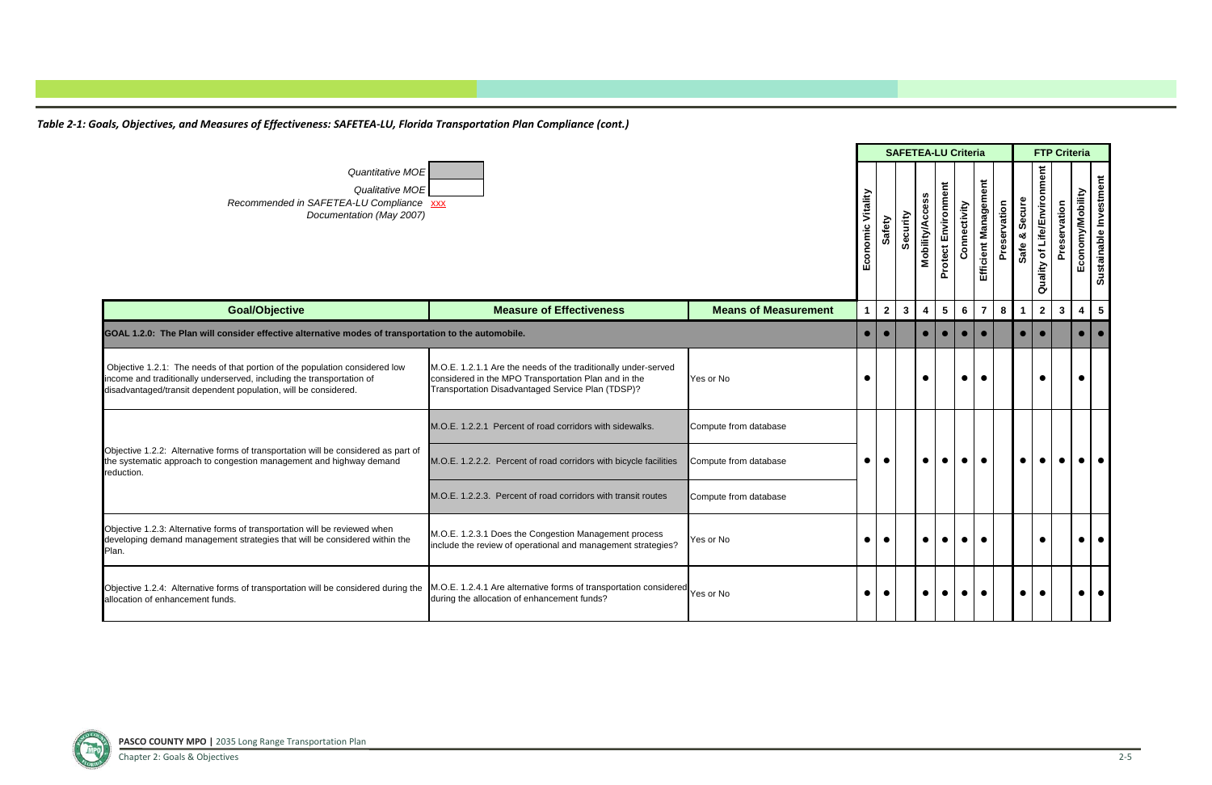*Table 2-1: Goals, Objectives, and Measures of Effectiveness: SAFETEA-LU, Florida Transportation Plan Compliance (cont.)*

*Quantitative MOE* (shaded)
*Qualitative MOE* (unshaded)
*Recommended in SAFETEA-LU Compliance Documentation (May 2007)* xxx

| Goal/Objective | Measure of Effectiveness | Means of Measurement | SAFETEA-LU Criteria: Economic Vitality (1) | Safety (2) | Security (3) | Mobility/Access (4) | Protect Environment (5) | Connectivity (6) | Efficient Management (7) | Preservation (8) | FTP Criteria: Safe & Secure (1) | Quality of Life/Environment (2) | Preservation (3) | Economy/Mobility (4) | Sustainable Investment (5) |
|---|---|---|---|---|---|---|---|---|---|---|---|---|---|---|---|
| **GOAL 1.2.0: The Plan will consider effective alternative modes of transportation to the automobile.** | | | ● | ● | | ● | ● | ● | ● | | ● | ● | | ● | ● |
| Objective 1.2.1: The needs of that portion of the population considered low income and traditionally underserved, including the transportation of disadvantaged/transit dependent population, will be considered. | M.O.E. 1.2.1.1 Are the needs of the traditionally under-served considered in the MPO Transportation Plan and in the Transportation Disadvantaged Service Plan (TDSP)? | Yes or No | ● | | | ● | | ● | ● | | | ● | | ● | |
| Objective 1.2.2: Alternative forms of transportation will be considered as part of the systematic approach to congestion management and highway demand reduction. | M.O.E. 1.2.2.1 Percent of road corridors with sidewalks. | Compute from database | ● | ● | | ● | ● | ● | ● | | ● | ● | ● | ● | ● |
| | M.O.E. 1.2.2.2. Percent of road corridors with bicycle facilities | Compute from database | | | | | | | | | | | | | |
| | M.O.E. 1.2.2.3. Percent of road corridors with transit routes | Compute from database | | | | | | | | | | | | | |
| Objective 1.2.3: Alternative forms of transportation will be reviewed when developing demand management strategies that will be considered within the Plan. | M.O.E. 1.2.3.1 Does the Congestion Management process include the review of operational and management strategies? | Yes or No | ● | ● | | ● | ● | ● | ● | | | ● | | ● | ● |
| Objective 1.2.4: Alternative forms of transportation will be considered during the allocation of enhancement funds. | M.O.E. 1.2.4.1 Are alternative forms of transportation considered during the allocation of enhancement funds? | Yes or No | ● | ● | | ● | ● | ● | ● | | ● | ● | | ● | ● |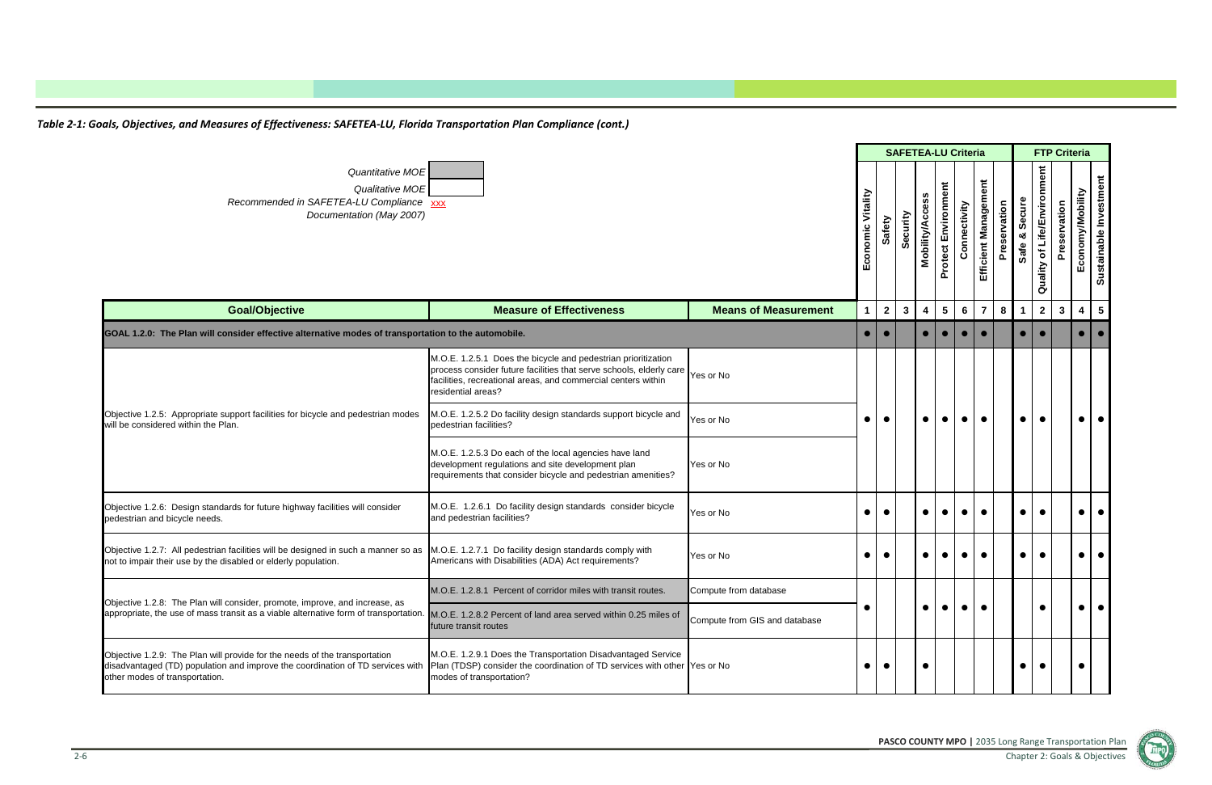*Table 2-1: Goals, Objectives, and Measures of Effectiveness: SAFETEA-LU, Florida Transportation Plan Compliance (cont.)*

*Quantitative MOE* (shaded)
*Qualitative MOE* (unshaded)
*Recommended in SAFETEA-LU Compliance Documentation (May 2007)* xxx

| Goal/Objective | Measure of Effectiveness | Means of Measurement | SAFETEA-LU Criteria: Economic Vitality | Safety | Security | Mobility/Access | Protect Environment | Connectivity | Efficient Management | Preservation | FTP Criteria: Safe & Secure | Quality of Life/Environment | Preservation | Economy/Mobility | Sustainable Investment |
|---|---|---|---|---|---|---|---|---|---|---|---|---|---|---|---|
| | | | 1 | 2 | 3 | 4 | 5 | 6 | 7 | 8 | 1 | 2 | 3 | 4 | 5 |
| **GOAL 1.2.0: The Plan will consider effective alternative modes of transportation to the automobile.** | | | ● | ● | | ● | ● | ● | ● | | ● | ● | | ● | ● |
| Objective 1.2.5: Appropriate support facilities for bicycle and pedestrian modes will be considered within the Plan. | M.O.E. 1.2.5.1 Does the bicycle and pedestrian prioritization process consider future facilities that serve schools, elderly care facilities, recreational areas, and commercial centers within residential areas? | Yes or No | ● | ● | | ● | ● | ● | ● | | ● | ● | | ● | ● |
| | M.O.E. 1.2.5.2 Do facility design standards support bicycle and pedestrian facilities? | Yes or No | | | | | | | | | | | | | |
| | M.O.E. 1.2.5.3 Do each of the local agencies have land development regulations and site development plan requirements that consider bicycle and pedestrian amenities? | Yes or No | | | | | | | | | | | | | |
| Objective 1.2.6: Design standards for future highway facilities will consider pedestrian and bicycle needs. | M.O.E. 1.2.6.1 Do facility design standards consider bicycle and pedestrian facilities? | Yes or No | ● | ● | | ● | ● | ● | ● | | ● | ● | | ● | ● |
| Objective 1.2.7: All pedestrian facilities will be designed in such a manner so as not to impair their use by the disabled or elderly population. | M.O.E. 1.2.7.1 Do facility design standards comply with Americans with Disabilities (ADA) Act requirements? | Yes or No | ● | ● | | ● | ● | ● | ● | | ● | ● | | ● | ● |
| Objective 1.2.8: The Plan will consider, promote, improve, and increase, as appropriate, the use of mass transit as a viable alternative form of transportation. | M.O.E. 1.2.8.1 Percent of corridor miles with transit routes. | Compute from database | ● | | | ● | ● | ● | ● | | | ● | | ● | ● |
| | M.O.E. 1.2.8.2 Percent of land area served within 0.25 miles of future transit routes | Compute from GIS and database | | | | | | | | | | | | | |
| Objective 1.2.9: The Plan will provide for the needs of the transportation disadvantaged (TD) population and improve the coordination of TD services with other modes of transportation. | M.O.E. 1.2.9.1 Does the Transportation Disadvantaged Service Plan (TDSP) consider the coordination of TD services with other modes of transportation? | Yes or No | ● | ● | | ● | | | | | ● | ● | | ● | |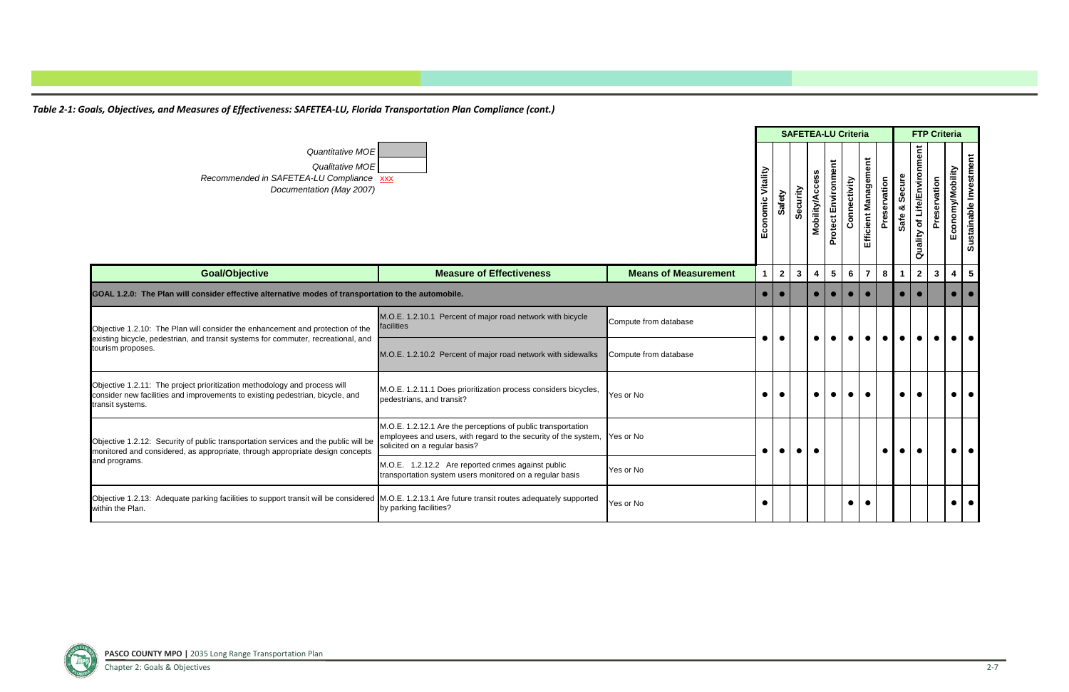*Table 2-1: Goals, Objectives, and Measures of Effectiveness: SAFETEA-LU, Florida Transportation Plan Compliance (cont.)*

*Quantitative MOE*
*Qualitative MOE*
*Recommended in SAFETEA-LU Compliance Documentation (May 2007)* xxx

| Goal/Objective | Measure of Effectiveness | Means of Measurement | SAFETEA-LU Criteria | | | | | | | | FTP Criteria | | | | |
|---|---|---|---|---|---|---|---|---|---|---|---|---|---|---|---|
| | | | Economic Vitality | Safety | Security | Mobility/Access | Protect Environment | Connectivity | Efficient Management | Preservation | Safe & Secure | Quality of Life/Environment | Preservation | Economy/Mobility | Sustainable Investment |
| | | | 1 | 2 | 3 | 4 | 5 | 6 | 7 | 8 | 1 | 2 | 3 | 4 | 5 |
| **GOAL 1.2.0: The Plan will consider effective alternative modes of transportation to the automobile.** | | | ● | ● | | ● | ● | ● | ● | | ● | ● | | ● | ● |
| Objective 1.2.10: The Plan will consider the enhancement and protection of the existing bicycle, pedestrian, and transit systems for commuter, recreational, and tourism proposes. | M.O.E. 1.2.10.1 Percent of major road network with bicycle facilities | Compute from database | ● | ● | | ● | ● | ● | ● | ● | ● | ● | ● | ● | ● |
| | M.O.E. 1.2.10.2 Percent of major road network with sidewalks | Compute from database | | | | | | | | | | | | | |
| Objective 1.2.11: The project prioritization methodology and process will consider new facilities and improvements to existing pedestrian, bicycle, and transit systems. | M.O.E. 1.2.11.1 Does prioritization process considers bicycles, pedestrians, and transit? | Yes or No | ● | ● | | ● | ● | ● | ● | | ● | ● | | ● | ● |
| Objective 1.2.12: Security of public transportation services and the public will be monitored and considered, as appropriate, through appropriate design concepts and programs. | M.O.E. 1.2.12.1 Are the perceptions of public transportation employees and users, with regard to the security of the system, solicited on a regular basis? | Yes or No | ● | ● | ● | ● | | | | ● | ● | ● | | ● | ● |
| | M.O.E. 1.2.12.2 Are reported crimes against public transportation system users monitored on a regular basis | Yes or No | | | | | | | | | | | | | |
| Objective 1.2.13: Adequate parking facilities to support transit will be considered within the Plan. | M.O.E. 1.2.13.1 Are future transit routes adequately supported by parking facilities? | Yes or No | ● | | | | | ● | ● | | | | | ● | ● |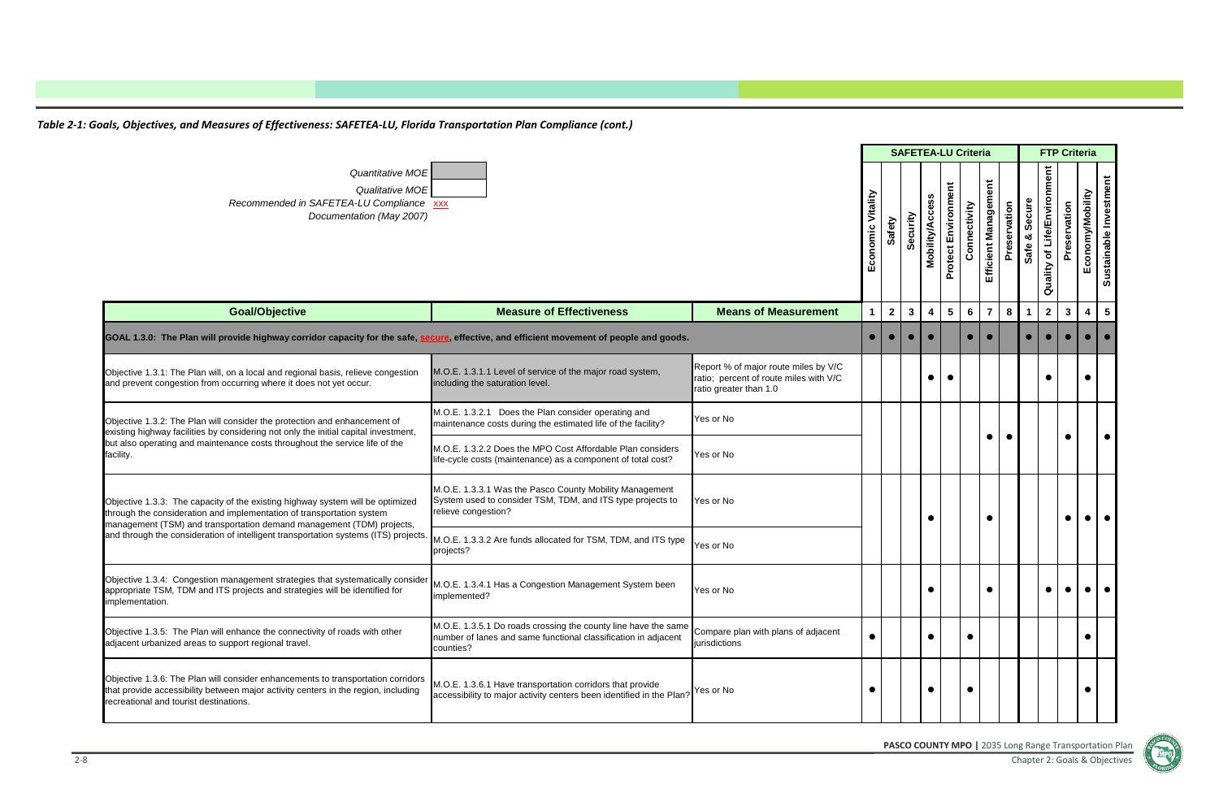*Table 2-1: Goals, Objectives, and Measures of Effectiveness: SAFETEA-LU, Florida Transportation Plan Compliance (cont.)*

*Quantitative MOE*
*Qualitative MOE*
*Recommended in SAFETEA-LU Compliance Documentation (May 2007)* xxx

| Goal/Objective | Measure of Effectiveness | Means of Measurement | SAFETEA-LU Criteria | | | | | | | | FTP Criteria | | | | |
|---|---|---|---|---|---|---|---|---|---|---|---|---|---|---|---|
| | | | Economic Vitality | Safety | Security | Mobility/Access | Protect Environment | Connectivity | Efficient Management | Preservation | Safe & Secure | Quality of Life/Environment | Preservation | Economy/Mobility | Sustainable Investment |
| | | | 1 | 2 | 3 | 4 | 5 | 6 | 7 | 8 | 1 | 2 | 3 | 4 | 5 |
| **GOAL 1.3.0: The Plan will provide highway corridor capacity for the safe, secure, effective, and efficient movement of people and goods.** | | | ● | ● | ● | ● | | ● | ● | | ● | ● | ● | ● | ● |
| Objective 1.3.1: The Plan will, on a local and regional basis, relieve congestion and prevent congestion from occurring where it does not yet occur. | M.O.E. 1.3.1.1 Level of service of the major road system, including the saturation level. | Report % of major route miles by V/C ratio; percent of route miles with V/C ratio greater than 1.0 | | | | ● | ● | | | | | ● | | ● | |
| Objective 1.3.2: The Plan will consider the protection and enhancement of existing highway facilities by considering not only the initial capital investment, but also operating and maintenance costs throughout the service life of the facility. | M.O.E. 1.3.2.1 Does the Plan consider operating and maintenance costs during the estimated life of the facility? | Yes or No | | | | | | | ● | ● | | | ● | | ● |
| | M.O.E. 1.3.2.2 Does the MPO Cost Affordable Plan considers life-cycle costs (maintenance) as a component of total cost? | Yes or No | | | | | | | | | | | | | |
| Objective 1.3.3: The capacity of the existing highway system will be optimized through the consideration and implementation of transportation system management (TSM) and transportation demand management (TDM) projects, and through the consideration of intelligent transportation systems (ITS) projects. | M.O.E. 1.3.3.1 Was the Pasco County Mobility Management System used to consider TSM, TDM, and ITS type projects to relieve congestion? | Yes or No | | | | ● | | | ● | | | | ● | ● | ● |
| | M.O.E. 1.3.3.2 Are funds allocated for TSM, TDM, and ITS type projects? | Yes or No | | | | | | | | | | | | | |
| Objective 1.3.4: Congestion management strategies that systematically consider appropriate TSM, TDM and ITS projects and strategies will be identified for implementation. | M.O.E. 1.3.4.1 Has a Congestion Management System been implemented? | Yes or No | | | | ● | | | ● | | | ● | ● | ● | ● |
| Objective 1.3.5: The Plan will enhance the connectivity of roads with other adjacent urbanized areas to support regional travel. | M.O.E. 1.3.5.1 Do roads crossing the county line have the same number of lanes and same functional classification in adjacent counties? | Compare plan with plans of adjacent jurisdictions | ● | | | ● | | ● | | | | | | ● | |
| Objective 1.3.6: The Plan will consider enhancements to transportation corridors that provide accessibility between major activity centers in the region, including recreational and tourist destinations. | M.O.E. 1.3.6.1 Have transportation corridors that provide accessibility to major activity centers been identified in the Plan? | Yes or No | ● | | | ● | | ● | | | | | | ● | |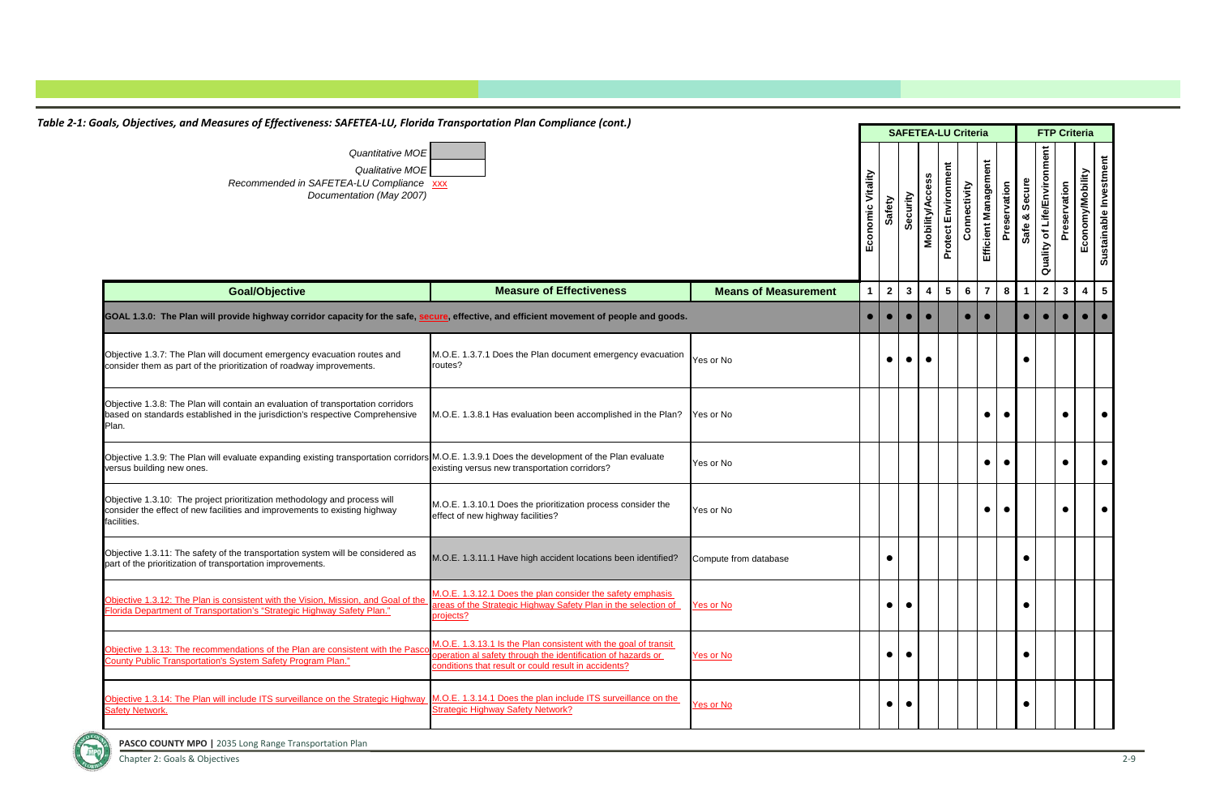*Table 2-1: Goals, Objectives, and Measures of Effectiveness: SAFETEA-LU, Florida Transportation Plan Compliance (cont.)*

*Quantitative MOE* (shaded)
*Qualitative MOE* (unshaded)
*Recommended in SAFETEA-LU Compliance Documentation (May 2007)* xxx

| Goal/Objective | Measure of Effectiveness | Means of Measurement | SAFETEA-LU Criteria: Economic Vitality (1) | Safety (2) | Security (3) | Mobility/Access (4) | Protect Environment (5) | Connectivity (6) | Efficient Management (7) | Preservation (8) | FTP Criteria: Safe & Secure (1) | Quality of Life/Environment (2) | Preservation (3) | Economy/Mobility (4) | Sustainable Investment (5) |
|---|---|---|---|---|---|---|---|---|---|---|---|---|---|---|---|
| GOAL 1.3.0: The Plan will provide highway corridor capacity for the safe, secure, effective, and efficient movement of people and goods. | | | ● | ● | ● | ● | | ● | ● | | ● | ● | ● | ● | ● |
| Objective 1.3.7: The Plan will document emergency evacuation routes and consider them as part of the prioritization of roadway improvements. | M.O.E. 1.3.7.1 Does the Plan document emergency evacuation routes? | Yes or No | | ● | ● | ● | | | | | ● | | | | |
| Objective 1.3.8: The Plan will contain an evaluation of transportation corridors based on standards established in the jurisdiction's respective Comprehensive Plan. | M.O.E. 1.3.8.1 Has evaluation been accomplished in the Plan? | Yes or No | | | | | | | ● | ● | | | ● | | ● |
| Objective 1.3.9: The Plan will evaluate expanding existing transportation corridors versus building new ones. | M.O.E. 1.3.9.1 Does the development of the Plan evaluate existing versus new transportation corridors? | Yes or No | | | | | | | ● | ● | | | ● | | ● |
| Objective 1.3.10: The project prioritization methodology and process will consider the effect of new facilities and improvements to existing highway facilities. | M.O.E. 1.3.10.1 Does the prioritization process consider the effect of new highway facilities? | Yes or No | | | | | | | ● | ● | | | ● | | ● |
| Objective 1.3.11: The safety of the transportation system will be considered as part of the prioritization of transportation improvements. | M.O.E. 1.3.11.1 Have high accident locations been identified? (Quantitative) | Compute from database | | ● | | | | | | | ● | | | | |
| Objective 1.3.12: The Plan is consistent with the Vision, Mission, and Goal of the Florida Department of Transportation's "Strategic Highway Safety Plan." | M.O.E. 1.3.12.1 Does the plan consider the safety emphasis areas of the Strategic Highway Safety Plan in the selection of projects? | Yes or No | | ● | ● | | | | | | ● | | | | |
| Objective 1.3.13: The recommendations of the Plan are consistent with the Pasco County Public Transportation's System Safety Program Plan." | M.O.E. 1.3.13.1 Is the Plan consistent with the goal of transit operation al safety through the identification of hazards or conditions that result or could result in accidents? | Yes or No | | ● | ● | | | | | | ● | | | | |
| Objective 1.3.14: The Plan will include ITS surveillance on the Strategic Highway Safety Network. | M.O.E. 1.3.14.1 Does the plan include ITS surveillance on the Strategic Highway Safety Network? | Yes or No | | ● | ● | | | | | | ● | | | | |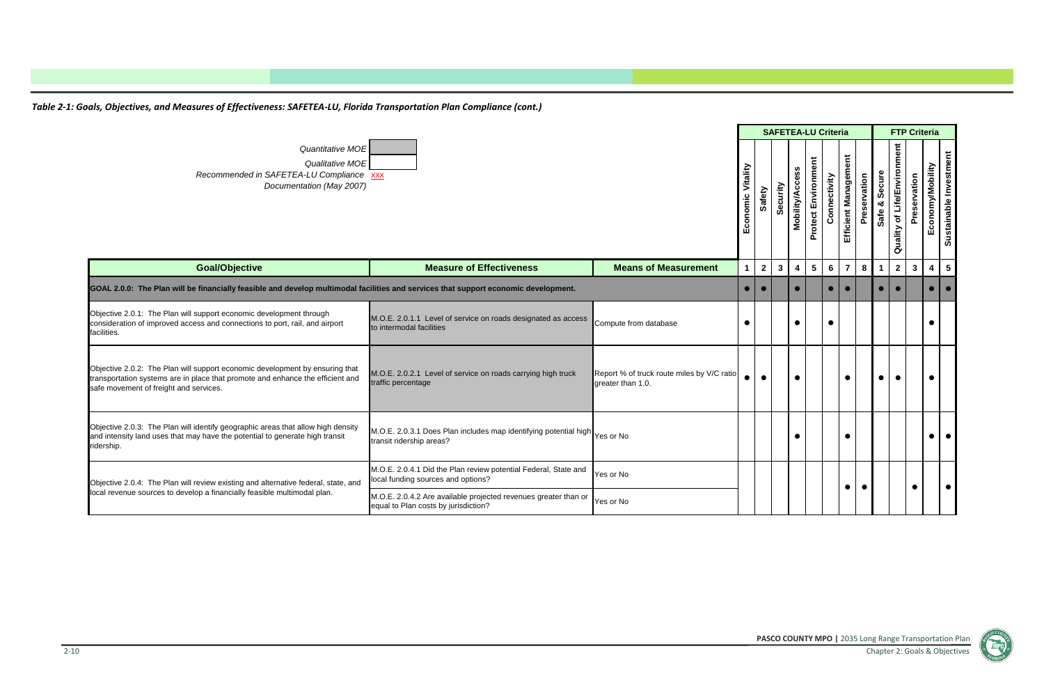*Table 2-1: Goals, Objectives, and Measures of Effectiveness: SAFETEA-LU, Florida Transportation Plan Compliance (cont.)*

*Quantitative MOE* (shaded)
*Qualitative MOE* (unshaded)
*Recommended in SAFETEA-LU Compliance Documentation (May 2007)* xxx

| | | | SAFETEA-LU Criteria | | | | | | | | FTP Criteria | | | | |
|---|---|---|---|---|---|---|---|---|---|---|---|---|---|---|---|
| | | | Economic Vitality | Safety | Security | Mobility/Access | Protect Environment | Connectivity | Efficient Management | Preservation | Safe & Secure | Quality of Life/Environment | Preservation | Economy/Mobility | Sustainable Investment |
| **Goal/Objective** | **Measure of Effectiveness** | **Means of Measurement** | **1** | **2** | **3** | **4** | **5** | **6** | **7** | **8** | **1** | **2** | **3** | **4** | **5** |
| **GOAL 2.0.0: The Plan will be financially feasible and develop multimodal facilities and services that support economic development.** | | | ● | ● | | ● | | ● | ● | | ● | ● | | ● | ● |
| Objective 2.0.1: The Plan will support economic development through consideration of improved access and connections to port, rail, and airport facilities. | M.O.E. 2.0.1.1 Level of service on roads designated as access to intermodal facilities | Compute from database | ● | | | ● | | ● | | | | | | ● | |
| Objective 2.0.2: The Plan will support economic development by ensuring that transportation systems are in place that promote and enhance the efficient and safe movement of freight and services. | M.O.E. 2.0.2.1 Level of service on roads carrying high truck traffic percentage | Report % of truck route miles by V/C ratio greater than 1.0. | ● | ● | | ● | | | ● | | ● | ● | | ● | |
| Objective 2.0.3: The Plan will identify geographic areas that allow high density and intensity land uses that may have the potential to generate high transit ridership. | M.O.E. 2.0.3.1 Does Plan includes map identifying potential high transit ridership areas? | Yes or No | | | | ● | | | ● | | | | | ● | ● |
| Objective 2.0.4: The Plan will review existing and alternative federal, state, and local revenue sources to develop a financially feasible multimodal plan. | M.O.E. 2.0.4.1 Did the Plan review potential Federal, State and local funding sources and options? | Yes or No | | | | | | | ● | ● | | | ● | | ● |
| | M.O.E. 2.0.4.2 Are available projected revenues greater than or equal to Plan costs by jurisdiction? | Yes or No | | | | | | | | | | | | | |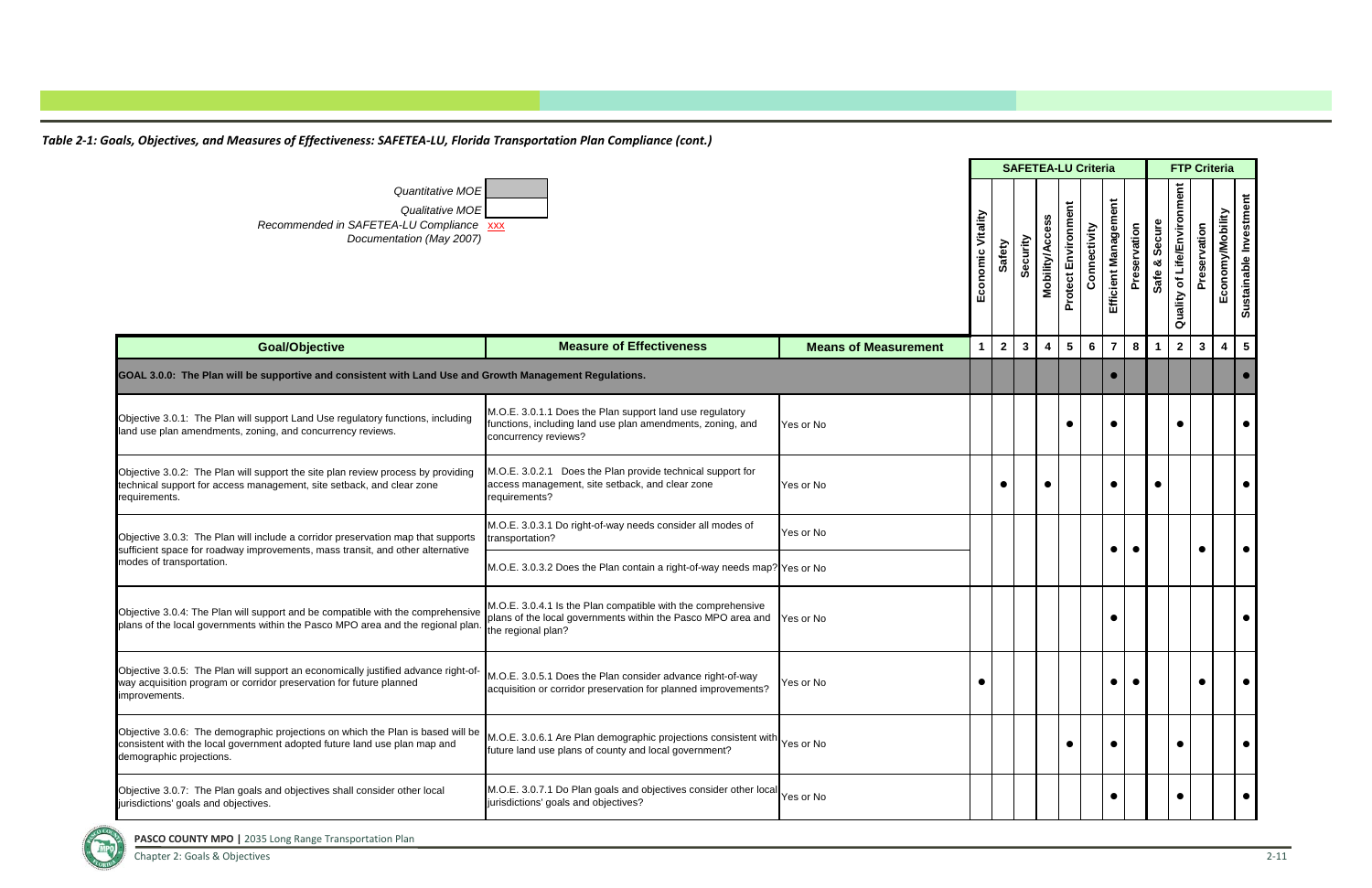*Table 2-1: Goals, Objectives, and Measures of Effectiveness: SAFETEA-LU, Florida Transportation Plan Compliance (cont.)*

*Quantitative MOE*
*Qualitative MOE*
*Recommended in SAFETEA-LU Compliance Documentation (May 2007)* XXX

| Goal/Objective | Measure of Effectiveness | Means of Measurement | SAFETEA-LU Criteria: Economic Vitality (1) | Safety (2) | Security (3) | Mobility/Access (4) | Protect Environment (5) | Connectivity (6) | Efficient Management (7) | Preservation (8) | FTP Criteria: Safe & Secure (1) | Quality of Life/Environment (2) | Preservation (3) | Economy/Mobility (4) | Sustainable Investment (5) |
|---|---|---|---|---|---|---|---|---|---|---|---|---|---|---|---|
| **GOAL 3.0.0: The Plan will be supportive and consistent with Land Use and Growth Management Regulations.** | | | | | | | | | ● | | | | | | ● |
| Objective 3.0.1: The Plan will support Land Use regulatory functions, including land use plan amendments, zoning, and concurrency reviews. | M.O.E. 3.0.1.1 Does the Plan support land use regulatory functions, including land use plan amendments, zoning, and concurrency reviews? | Yes or No | | | | | ● | | ● | | | ● | | | ● |
| Objective 3.0.2: The Plan will support the site plan review process by providing technical support for access management, site setback, and clear zone requirements. | M.O.E. 3.0.2.1 Does the Plan provide technical support for access management, site setback, and clear zone requirements? | Yes or No | | ● | | ● | | | ● | | ● | | | | ● |
| Objective 3.0.3: The Plan will include a corridor preservation map that supports sufficient space for roadway improvements, mass transit, and other alternative modes of transportation. | M.O.E. 3.0.3.1 Do right-of-way needs consider all modes of transportation? | Yes or No | | | | | | | ● | ● | | | ● | | ● |
| | M.O.E. 3.0.3.2 Does the Plan contain a right-of-way needs map? | Yes or No | | | | | | | | | | | | | |
| Objective 3.0.4: The Plan will support and be compatible with the comprehensive plans of the local governments within the Pasco MPO area and the regional plan. | M.O.E. 3.0.4.1 Is the Plan compatible with the comprehensive plans of the local governments within the Pasco MPO area and the regional plan? | Yes or No | | | | | | | ● | | | | | | ● |
| Objective 3.0.5: The Plan will support an economically justified advance right-of-way acquisition program or corridor preservation for future planned improvements. | M.O.E. 3.0.5.1 Does the Plan consider advance right-of-way acquisition or corridor preservation for planned improvements? | Yes or No | ● | | | | | | ● | ● | | | ● | | ● |
| Objective 3.0.6: The demographic projections on which the Plan is based will be consistent with the local government adopted future land use plan map and demographic projections. | M.O.E. 3.0.6.1 Are Plan demographic projections consistent with future land use plans of county and local government? | Yes or No | | | | | ● | | ● | | | ● | | | ● |
| Objective 3.0.7: The Plan goals and objectives shall consider other local jurisdictions' goals and objectives. | M.O.E. 3.0.7.1 Do Plan goals and objectives consider other local jurisdictions' goals and objectives? | Yes or No | | | | | | | ● | | | ● | | | ● |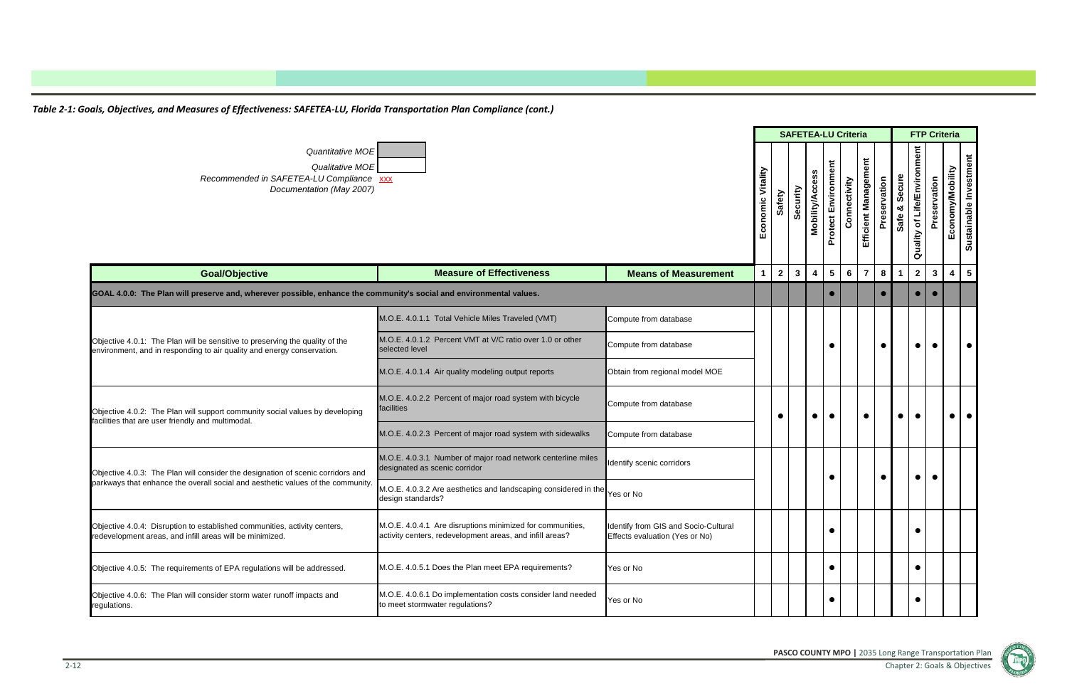*Table 2-1: Goals, Objectives, and Measures of Effectiveness: SAFETEA-LU, Florida Transportation Plan Compliance (cont.)*

*Quantitative MOE* (shaded)
*Qualitative MOE* (unshaded)
*Recommended in SAFETEA-LU Compliance Documentation (May 2007)* xxx

| Goal/Objective | Measure of Effectiveness | Means of Measurement | SAFETEA-LU Criteria: Economic Vitality | Safety | Security | Mobility/Access | Protect Environment | Connectivity | Efficient Management | Preservation | FTP Criteria: Safe & Secure | Quality of Life/Environment | Preservation | Economy/Mobility | Sustainable Investment |
|---|---|---|---|---|---|---|---|---|---|---|---|---|---|---|---|
| | | | 1 | 2 | 3 | 4 | 5 | 6 | 7 | 8 | 1 | 2 | 3 | 4 | 5 |
| **GOAL 4.0.0: The Plan will preserve and, wherever possible, enhance the community's social and environmental values.** | | | | | | | ● | | | ● | | ● | ● | | |
| Objective 4.0.1: The Plan will be sensitive to preserving the quality of the environment, and in responding to air quality and energy conservation. | M.O.E. 4.0.1.1 Total Vehicle Miles Traveled (VMT) | Compute from database | | | | | ● | | | ● | | ● | ● | | ● |
| | M.O.E. 4.0.1.2 Percent VMT at V/C ratio over 1.0 or other selected level | Compute from database | | | | | | | | | | | | | |
| | M.O.E. 4.0.1.4 Air quality modeling output reports | Obtain from regional model MOE | | | | | | | | | | | | | |
| Objective 4.0.2: The Plan will support community social values by developing facilities that are user friendly and multimodal. | M.O.E. 4.0.2.2 Percent of major road system with bicycle facilities | Compute from database | | ● | | ● | ● | | ● | | ● | ● | | ● | ● |
| | M.O.E. 4.0.2.3 Percent of major road system with sidewalks | Compute from database | | | | | | | | | | | | | |
| Objective 4.0.3: The Plan will consider the designation of scenic corridors and parkways that enhance the overall social and aesthetic values of the community. | M.O.E. 4.0.3.1 Number of major road network centerline miles designated as scenic corridor | Identify scenic corridors | | | | | ● | | | ● | | ● | ● | | |
| | M.O.E. 4.0.3.2 Are aesthetics and landscaping considered in the design standards? | Yes or No | | | | | | | | | | | | | |
| Objective 4.0.4: Disruption to established communities, activity centers, redevelopment areas, and infill areas will be minimized. | M.O.E. 4.0.4.1 Are disruptions minimized for communities, activity centers, redevelopment areas, and infill areas? | Identify from GIS and Socio-Cultural Effects evaluation (Yes or No) | | | | | ● | | | | | ● | | | |
| Objective 4.0.5: The requirements of EPA regulations will be addressed. | M.O.E. 4.0.5.1 Does the Plan meet EPA requirements? | Yes or No | | | | | ● | | | | | ● | | | |
| Objective 4.0.6: The Plan will consider storm water runoff impacts and regulations. | M.O.E. 4.0.6.1 Do implementation costs consider land needed to meet stormwater regulations? | Yes or No | | | | | ● | | | | | ● | | | |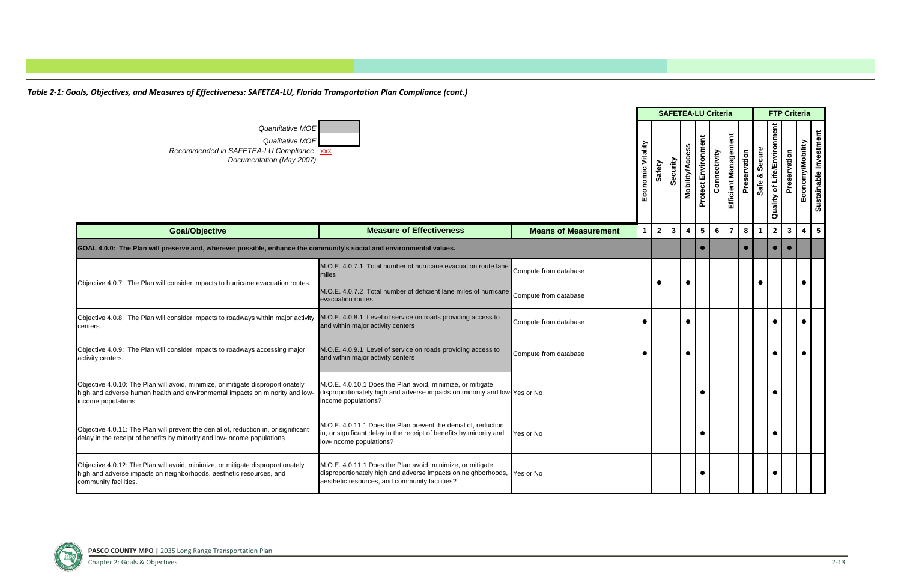*Table 2-1: Goals, Objectives, and Measures of Effectiveness: SAFETEA-LU, Florida Transportation Plan Compliance (cont.)*

*Quantitative MOE* (shaded)
*Qualitative MOE* (unshaded)
*Recommended in SAFETEA-LU Compliance Documentation (May 2007)* xxx

| Goal/Objective | Measure of Effectiveness | Means of Measurement | SAFETEA-LU Criteria: Economic Vitality 1 | Safety 2 | Security 3 | Mobility/Access 4 | Protect Environment 5 | Connectivity 6 | Efficient Management 7 | Preservation 8 | FTP Criteria: Safe & Secure 1 | Quality of Life/Environment 2 | Preservation 3 | Economy/Mobility 4 | Sustainable Investment 5 |
|---|---|---|---|---|---|---|---|---|---|---|---|---|---|---|---|
| GOAL 4.0.0: The Plan will preserve and, wherever possible, enhance the community's social and environmental values. | | | | | | | ● | | | ● | | ● | ● | | |
| Objective 4.0.7: The Plan will consider impacts to hurricane evacuation routes. | M.O.E. 4.0.7.1 Total number of hurricane evacuation route lane miles | Compute from database | | ● | | ● | | | | | ● | | | ● | |
| | M.O.E. 4.0.7.2 Total number of deficient lane miles of hurricane evacuation routes | Compute from database | | | | | | | | | | | | | |
| Objective 4.0.8: The Plan will consider impacts to roadways within major activity centers. | M.O.E. 4.0.8.1 Level of service on roads providing access to and within major activity centers | Compute from database | ● | | | ● | | | | | | ● | | ● | |
| Objective 4.0.9: The Plan will consider impacts to roadways accessing major activity centers. | M.O.E. 4.0.9.1 Level of service on roads providing access to and within major activity centers | Compute from database | ● | | | ● | | | | | | ● | | ● | |
| Objective 4.0.10: The Plan will avoid, minimize, or mitigate disproportionately high and adverse human health and environmental impacts on minority and low-income populations. | M.O.E. 4.0.10.1 Does the Plan avoid, minimize, or mitigate disproportionately high and adverse impacts on minority and low-income populations? | Yes or No | | | | | ● | | | | | ● | | | |
| Objective 4.0.11: The Plan will prevent the denial of, reduction in, or significant delay in the receipt of benefits by minority and low-income populations | M.O.E. 4.0.11.1 Does the Plan prevent the denial of, reduction in, or significant delay in the receipt of benefits by minority and low-income populations? | Yes or No | | | | | ● | | | | | ● | | | |
| Objective 4.0.12: The Plan will avoid, minimize, or mitigate disproportionately high and adverse impacts on neighborhoods, aesthetic resources, and community facilities. | M.O.E. 4.0.11.1 Does the Plan avoid, minimize, or mitigate disproportionately high and adverse impacts on neighborhoods, aesthetic resources, and community facilities? | Yes or No | | | | | ● | | | | | ● | | | |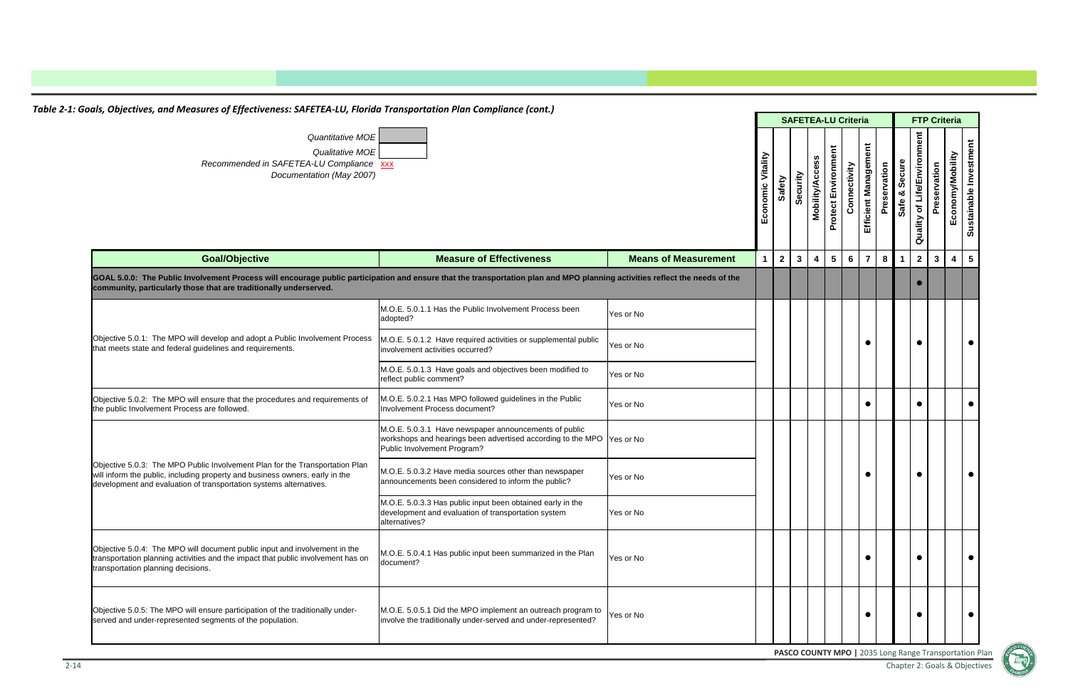*Table 2-1: Goals, Objectives, and Measures of Effectiveness: SAFETEA-LU, Florida Transportation Plan Compliance (cont.)*

*Quantitative MOE* (shaded)
*Qualitative MOE* (unshaded)
*Recommended in SAFETEA-LU Compliance Documentation (May 2007)* xxx

| Goal/Objective | Measure of Effectiveness | Means of Measurement | SAFETEA-LU Criteria: Economic Vitality 1 | Safety 2 | Security 3 | Mobility/Access 4 | Protect Environment 5 | Connectivity 6 | Efficient Management 7 | Preservation 8 | FTP Criteria: Safe & Secure 1 | Quality of Life/Environment 2 | Preservation 3 | Economy/Mobility 4 | Sustainable Investment 5 |
|---|---|---|---|---|---|---|---|---|---|---|---|---|---|---|---|
| **GOAL 5.0.0: The Public Involvement Process will encourage public participation and ensure that the transportation plan and MPO planning activities reflect the needs of the community, particularly those that are traditionally underserved.** | | | | | | | | | | | | ● | | | |
| Objective 5.0.1: The MPO will develop and adopt a Public Involvement Process that meets state and federal guidelines and requirements. | M.O.E. 5.0.1.1 Has the Public Involvement Process been adopted? | Yes or No | | | | | | | ● | | | ● | | | ● |
| | M.O.E. 5.0.1.2 Have required activities or supplemental public involvement activities occurred? | Yes or No | | | | | | | | | | | | | |
| | M.O.E. 5.0.1.3 Have goals and objectives been modified to reflect public comment? | Yes or No | | | | | | | | | | | | | |
| Objective 5.0.2: The MPO will ensure that the procedures and requirements of the public Involvement Process are followed. | M.O.E. 5.0.2.1 Has MPO followed guidelines in the Public Involvement Process document? | Yes or No | | | | | | | ● | | | ● | | | ● |
| Objective 5.0.3: The MPO Public Involvement Plan for the Transportation Plan will inform the public, including property and business owners, early in the development and evaluation of transportation systems alternatives. | M.O.E. 5.0.3.1 Have newspaper announcements of public workshops and hearings been advertised according to the MPO Public Involvement Program? | Yes or No | | | | | | | ● | | | ● | | | ● |
| | M.O.E. 5.0.3.2 Have media sources other than newspaper announcements been considered to inform the public? | Yes or No | | | | | | | | | | | | | |
| | M.O.E. 5.0.3.3 Has public input been obtained early in the development and evaluation of transportation system alternatives? | Yes or No | | | | | | | | | | | | | |
| Objective 5.0.4: The MPO will document public input and involvement in the transportation planning activities and the impact that public involvement has on transportation planning decisions. | M.O.E. 5.0.4.1 Has public input been summarized in the Plan document? | Yes or No | | | | | | | ● | | | ● | | | ● |
| Objective 5.0.5: The MPO will ensure participation of the traditionally under-served and under-represented segments of the population. | M.O.E. 5.0.5.1 Did the MPO implement an outreach program to involve the traditionally under-served and under-represented? | Yes or No | | | | | | | ● | | | ● | | | ● |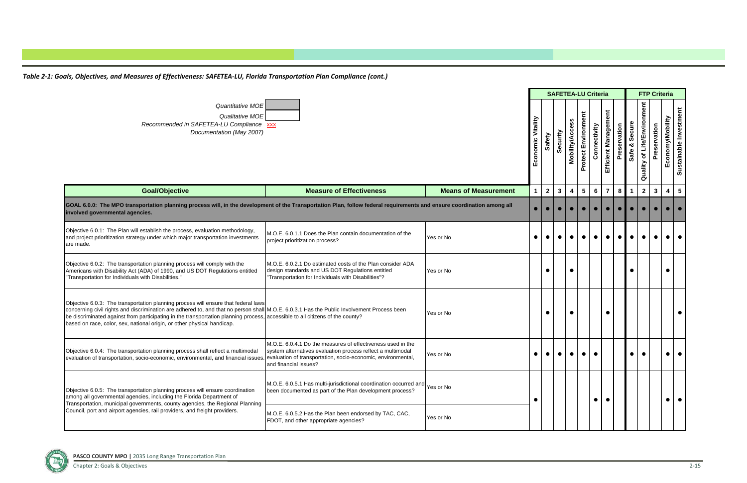*Table 2-1: Goals, Objectives, and Measures of Effectiveness: SAFETEA-LU, Florida Transportation Plan Compliance (cont.)*

*Quantitative MOE*
*Qualitative MOE*
*Recommended in SAFETEA-LU Compliance Documentation (May 2007)* xxx

| Goal/Objective | Measure of Effectiveness | Means of Measurement | SAFETEA-LU Criteria: 1 Economic Vitality | 2 Safety | 3 Security | 4 Mobility/Access | 5 Protect Environment | 6 Connectivity | 7 Efficient Management | 8 Preservation | FTP Criteria: 1 Safe & Secure | 2 Quality of Life/Environment | 3 Preservation | 4 Economy/Mobility | 5 Sustainable Investment |
|---|---|---|---|---|---|---|---|---|---|---|---|---|---|---|---|
| **GOAL 6.0.0: The MPO transportation planning process will, in the development of the Transportation Plan, follow federal requirements and ensure coordination among all involved governmental agencies.** | | | ● | ● | ● | ● | ● | ● | ● | ● | ● | ● | ● | ● | ● |
| Objective 6.0.1: The Plan will establish the process, evaluation methodology, and project prioritization strategy under which major transportation investments are made. | M.O.E. 6.0.1.1 Does the Plan contain documentation of the project prioritization process? | Yes or No | ● | ● | ● | ● | ● | ● | ● | ● | ● | ● | ● | ● | ● |
| Objective 6.0.2: The transportation planning process will comply with the Americans with Disability Act (ADA) of 1990, and US DOT Regulations entitled "Transportation for Individuals with Disabilities." | M.O.E. 6.0.2.1 Do estimated costs of the Plan consider ADA design standards and US DOT Regulations entitled "Transportation for Individuals with Disabilities"? | Yes or No | | ● | | ● | | | | | ● | | | ● | |
| Objective 6.0.3: The transportation planning process will ensure that federal laws concerning civil rights and discrimination are adhered to, and that no person shall be discriminated against from participating in the transportation planning process, based on race, color, sex, national origin, or other physical handicap. | M.O.E. 6.0.3.1 Has the Public Involvement Process been accessible to all citizens of the county? | Yes or No | | ● | | ● | | | ● | | | | | | ● |
| Objective 6.0.4: The transportation planning process shall reflect a multimodal evaluation of transportation, socio-economic, environmental, and financial issues. | M.O.E. 6.0.4.1 Do the measures of effectiveness used in the system alternatives evaluation process reflect a multimodal evaluation of transportation, socio-economic, environmental, and financial issues? | Yes or No | ● | ● | ● | ● | ● | ● | | | ● | ● | | ● | ● |
| Objective 6.0.5: The transportation planning process will ensure coordination among all governmental agencies, including the Florida Department of Transportation, municipal governments, county agencies, the Regional Planning Council, port and airport agencies, rail providers, and freight providers. | M.O.E. 6.0.5.1 Has multi-jurisdictional coordination occurred and been documented as part of the Plan development process? | Yes or No | ● | | | | | ● | ● | | | | | ● | ● |
| | M.O.E. 6.0.5.2 Has the Plan been endorsed by TAC, CAC, FDOT, and other appropriate agencies? | Yes or No | | | | | | | | | | | | | |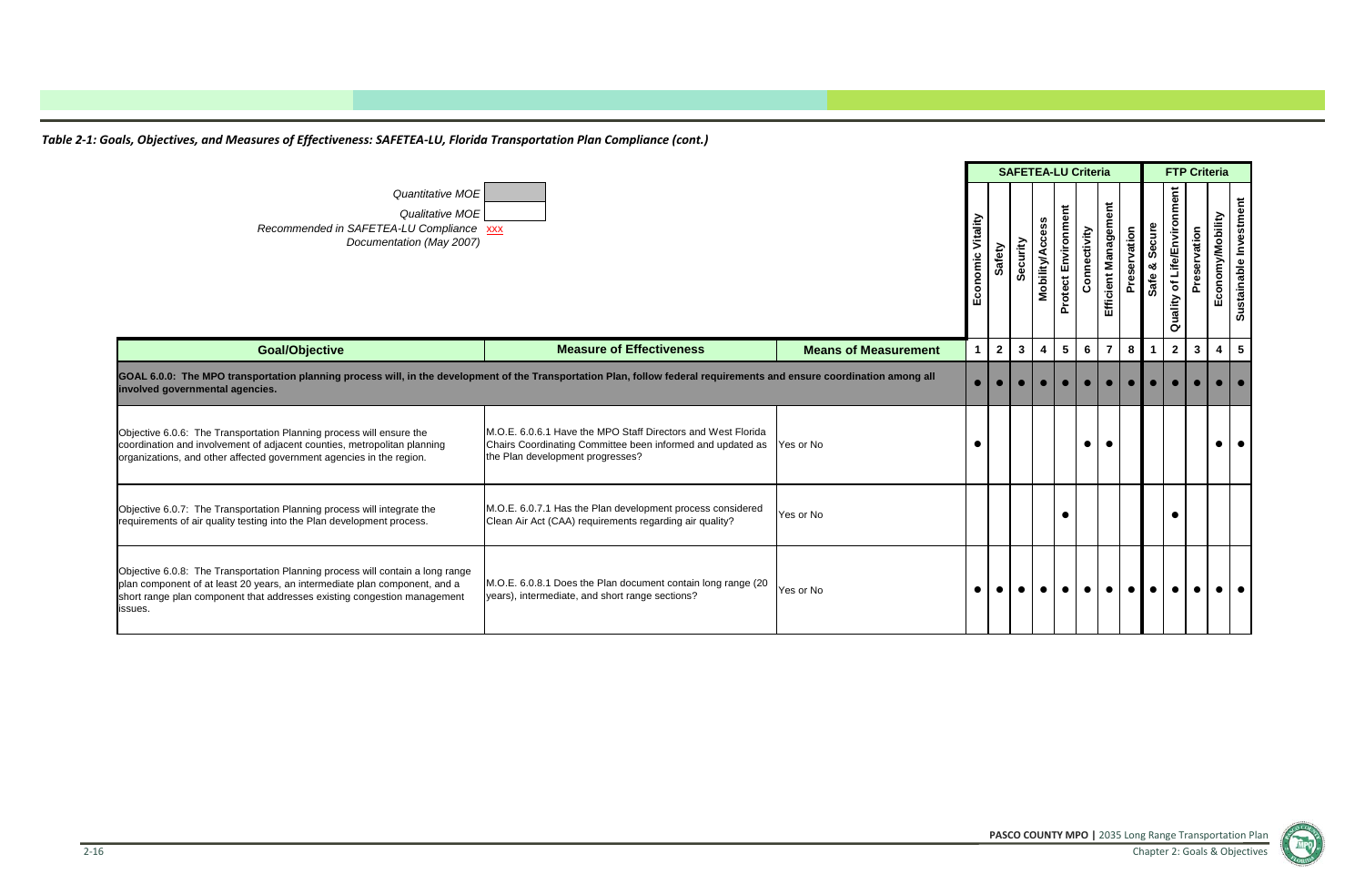*Table 2-1: Goals, Objectives, and Measures of Effectiveness: SAFETEA-LU, Florida Transportation Plan Compliance (cont.)*

*Quantitative MOE*

*Qualitative MOE*

*Recommended in SAFETEA-LU Compliance Documentation (May 2007)* xxx

| Goal/Objective | Measure of Effectiveness | Means of Measurement | SAFETEA-LU Criteria | | | | | | | | FTP Criteria | | | | |
|---|---|---|---|---|---|---|---|---|---|---|---|---|---|---|---|
| | | | Economic Vitality | Safety | Security | Mobility/Access | Protect Environment | Connectivity | Efficient Management | Preservation | Safe & Secure | Quality of Life/Environment | Preservation | Economy/Mobility | Sustainable Investment |
| | | | 1 | 2 | 3 | 4 | 5 | 6 | 7 | 8 | 1 | 2 | 3 | 4 | 5 |
| **GOAL 6.0.0: The MPO transportation planning process will, in the development of the Transportation Plan, follow federal requirements and ensure coordination among all involved governmental agencies.** | | | ● | ● | ● | ● | ● | ● | ● | ● | ● | ● | ● | ● | ● |
| Objective 6.0.6: The Transportation Planning process will ensure the coordination and involvement of adjacent counties, metropolitan planning organizations, and other affected government agencies in the region. | M.O.E. 6.0.6.1 Have the MPO Staff Directors and West Florida Chairs Coordinating Committee been informed and updated as the Plan development progresses? | Yes or No | ● | | | | | ● | ● | | | | | ● | ● |
| Objective 6.0.7: The Transportation Planning process will integrate the requirements of air quality testing into the Plan development process. | M.O.E. 6.0.7.1 Has the Plan development process considered Clean Air Act (CAA) requirements regarding air quality? | Yes or No | | | | | ● | | | | | ● | | | |
| Objective 6.0.8: The Transportation Planning process will contain a long range plan component of at least 20 years, an intermediate plan component, and a short range plan component that addresses existing congestion management issues. | M.O.E. 6.0.8.1 Does the Plan document contain long range (20 years), intermediate, and short range sections? | Yes or No | ● | ● | ● | ● | ● | ● | ● | ● | ● | ● | ● | ● | ● |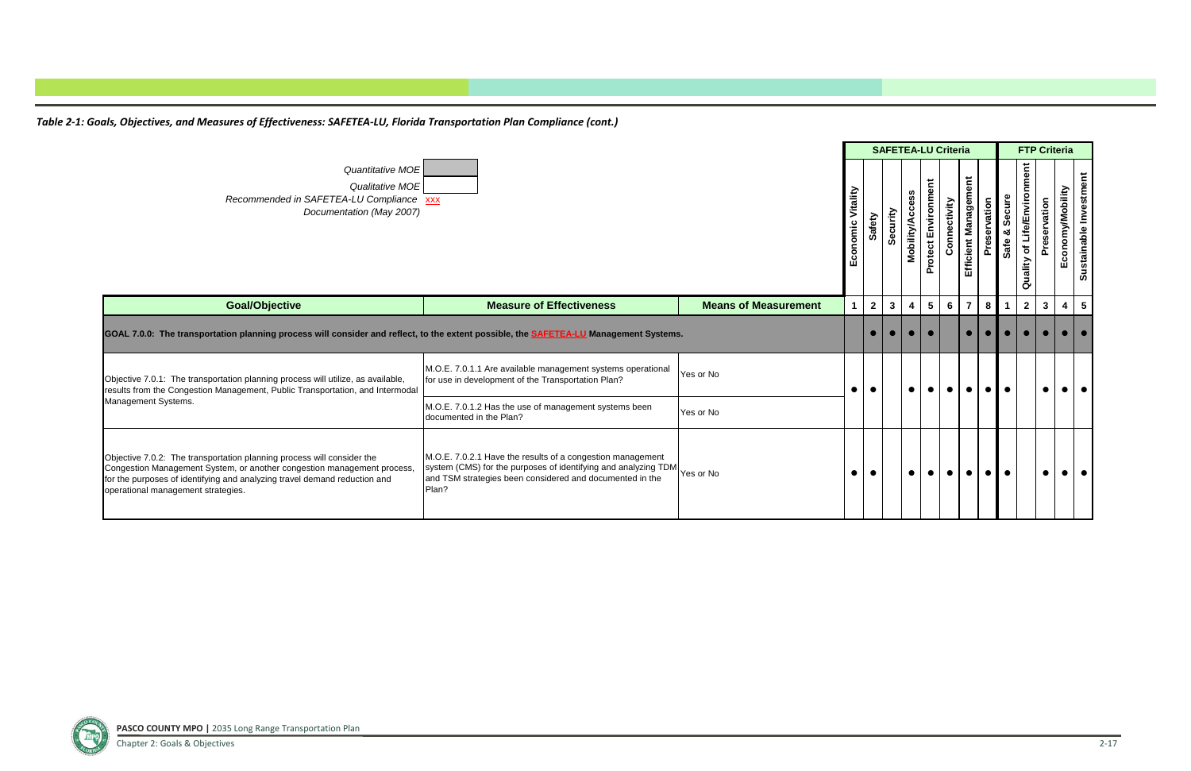*Table 2-1: Goals, Objectives, and Measures of Effectiveness: SAFETEA-LU, Florida Transportation Plan Compliance (cont.)*

*Quantitative MOE*
*Qualitative MOE*
*Recommended in SAFETEA-LU Compliance Documentation (May 2007)* xxx

| Goal/Objective | Measure of Effectiveness | Means of Measurement | SAFETEA-LU Criteria: Economic Vitality | Safety | Security | Mobility/Access | Protect Environment | Connectivity | Efficient Management | Preservation | FTP Criteria: Safe & Secure | Quality of Life/Environment | Preservation | Economy/Mobility | Sustainable Investment |
|---|---|---|---|---|---|---|---|---|---|---|---|---|---|---|---|
| | | | 1 | 2 | 3 | 4 | 5 | 6 | 7 | 8 | 1 | 2 | 3 | 4 | 5 |
| **GOAL 7.0.0: The transportation planning process will consider and reflect, to the extent possible, the SAFETEA-LU Management Systems.** | | | | ● | ● | ● | ● | | ● | ● | ● | ● | ● | ● | ● |
| Objective 7.0.1: The transportation planning process will utilize, as available, results from the Congestion Management, Public Transportation, and Intermodal Management Systems. | M.O.E. 7.0.1.1 Are available management systems operational for use in development of the Transportation Plan? | Yes or No | ● | ● | | ● | ● | ● | ● | ● | ● | | ● | ● | ● |
| | M.O.E. 7.0.1.2 Has the use of management systems been documented in the Plan? | Yes or No | | | | | | | | | | | | | |
| Objective 7.0.2: The transportation planning process will consider the Congestion Management System, or another congestion management process, for the purposes of identifying and analyzing travel demand reduction and operational management strategies. | M.O.E. 7.0.2.1 Have the results of a congestion management system (CMS) for the purposes of identifying and analyzing TDM and TSM strategies been considered and documented in the Plan? | Yes or No | ● | ● | | ● | ● | ● | ● | ● | ● | | ● | ● | ● |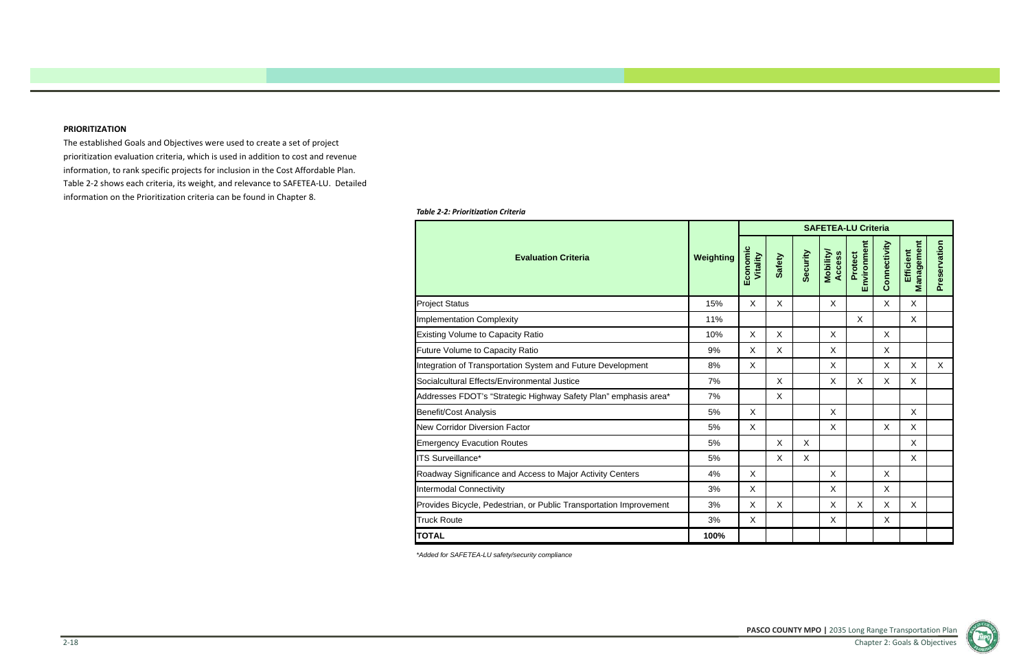**PRIORITIZATION**

The established Goals and Objectives were used to create a set of project prioritization evaluation criteria, which is used in addition to cost and revenue information, to rank specific projects for inclusion in the Cost Affordable Plan. Table 2-2 shows each criteria, its weight, and relevance to SAFETEA-LU. Detailed information on the Prioritization criteria can be found in Chapter 8.

*Table 2-2: Prioritization Criteria*

| Evaluation Criteria | Weighting | SAFETEA-LU Criteria | | | | | | | |
|---|---|---|---|---|---|---|---|---|---|
| | | Economic Vitality | Safety | Security | Mobility/ Access | Protect Environment | Connectivity | Efficient Management | Preservation |
| Project Status | 15% | X | X | | X | | X | X | |
| Implementation Complexity | 11% | | | | | X | | X | |
| Existing Volume to Capacity Ratio | 10% | X | X | | X | | X | | |
| Future Volume to Capacity Ratio | 9% | X | X | | X | | X | | |
| Integration of Transportation System and Future Development | 8% | X | | | X | | X | X | X |
| Socialcultural Effects/Environmental Justice | 7% | | X | | X | X | X | X | |
| Addresses FDOT's "Strategic Highway Safety Plan" emphasis area* | 7% | | X | | | | | | |
| Benefit/Cost Analysis | 5% | X | | | X | | | X | |
| New Corridor Diversion Factor | 5% | X | | | X | | X | X | |
| Emergency Evacution Routes | 5% | | X | X | | | | X | |
| ITS Surveillance* | 5% | | X | X | | | | X | |
| Roadway Significance and Access to Major Activity Centers | 4% | X | | | X | | X | | |
| Intermodal Connectivity | 3% | X | | | X | | X | | |
| Provides Bicycle, Pedestrian, or Public Transportation Improvement | 3% | X | X | | X | X | X | X | |
| Truck Route | 3% | X | | | X | | X | | |
| **TOTAL** | **100%** | | | | | | | | |

*\*Added for SAFETEA-LU safety/security compliance*